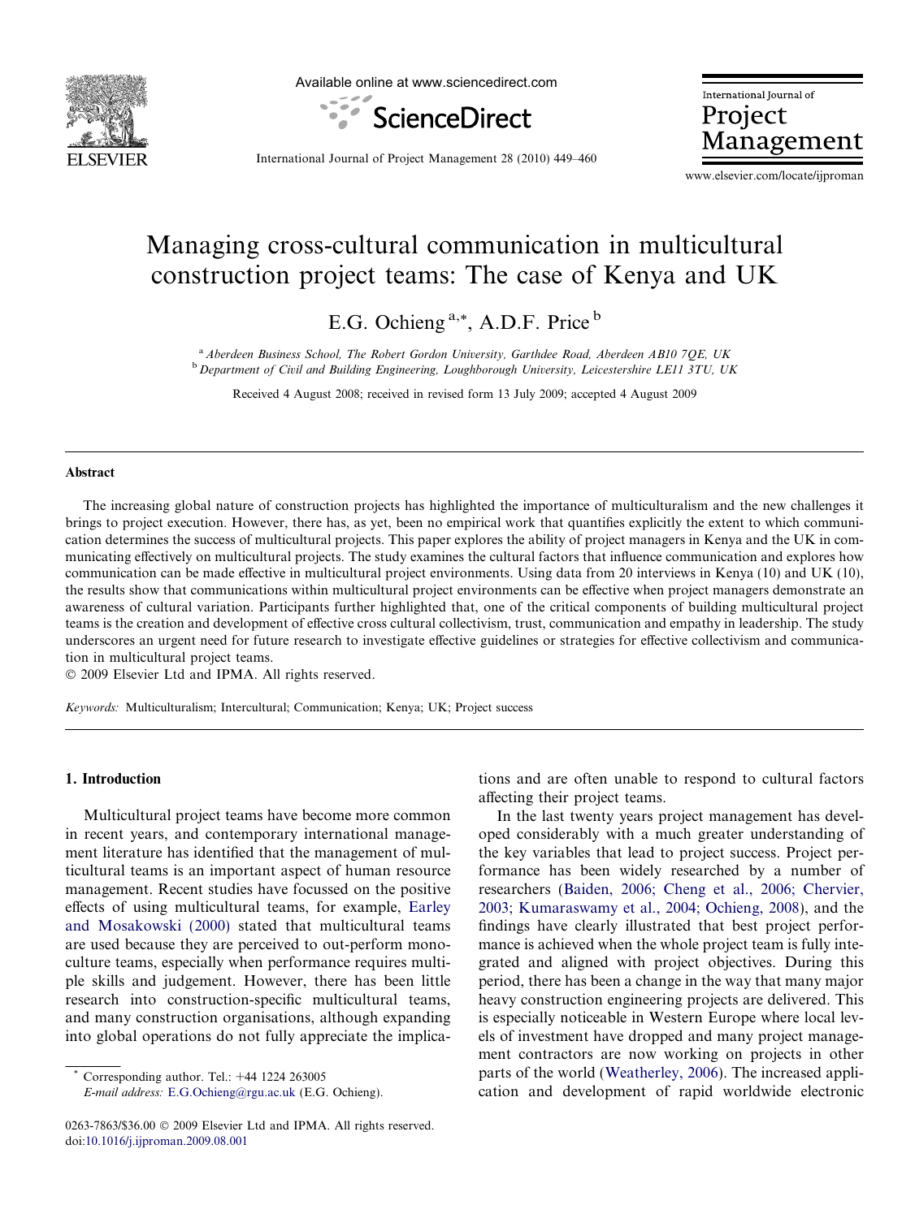# Managing cross-cultural communication in multicultural construction project teams: The case of Kenya and UK

E.G. Ochieng [a,*], A.D.F. Price [b]

[a] Aberdeen Business School, The Robert Gordon University, Garthdee Road, Aberdeen AB10 7QE, UK
[b] Department of Civil and Building Engineering, Loughborough University, Leicestershire LE11 3TU, UK

Received 4 August 2008; received in revised form 13 July 2009; accepted 4 August 2009

## Abstract

The increasing global nature of construction projects has highlighted the importance of multiculturalism and the new challenges it brings to project execution. However, there has, as yet, been no empirical work that quantifies explicitly the extent to which communication determines the success of multicultural projects. This paper explores the ability of project managers in Kenya and the UK in communicating effectively on multicultural projects. The study examines the cultural factors that influence communication and explores how communication can be made effective in multicultural project environments. Using data from 20 interviews in Kenya (10) and UK (10), the results show that communications within multicultural project environments can be effective when project managers demonstrate an awareness of cultural variation. Participants further highlighted that, one of the critical components of building multicultural project teams is the creation and development of effective cross cultural collectivism, trust, communication and empathy in leadership. The study underscores an urgent need for future research to investigate effective guidelines or strategies for effective collectivism and communication in multicultural project teams.

© 2009 Elsevier Ltd and IPMA. All rights reserved.

*Keywords:* Multiculturalism; Intercultural; Communication; Kenya; UK; Project success

## 1. Introduction

Multicultural project teams have become more common in recent years, and contemporary international management literature has identified that the management of multicultural teams is an important aspect of human resource management. Recent studies have focussed on the positive effects of using multicultural teams, for example, Earley and Mosakowski (2000) stated that multicultural teams are used because they are perceived to out-perform mono-culture teams, especially when performance requires multiple skills and judgement. However, there has been little research into construction-specific multicultural teams, and many construction organisations, although expanding into global operations do not fully appreciate the implications and are often unable to respond to cultural factors affecting their project teams.

In the last twenty years project management has developed considerably with a much greater understanding of the key variables that lead to project success. Project performance has been widely researched by a number of researchers (Baiden, 2006; Cheng et al., 2006; Chervier, 2003; Kumaraswamy et al., 2004; Ochieng, 2008), and the findings have clearly illustrated that best project performance is achieved when the whole project team is fully integrated and aligned with project objectives. During this period, there has been a change in the way that many major heavy construction engineering projects are delivered. This is especially noticeable in Western Europe where local levels of investment have dropped and many project management contractors are now working on projects in other parts of the world (Weatherley, 2006). The increased application and development of rapid worldwide electronic

* Corresponding author. Tel.: +44 1224 263005
*E-mail address:* E.G.Ochieng@rgu.ac.uk (E.G. Ochieng).

0263-7863/$36.00 © 2009 Elsevier Ltd and IPMA. All rights reserved.
doi:10.1016/j.ijproman.2009.08.001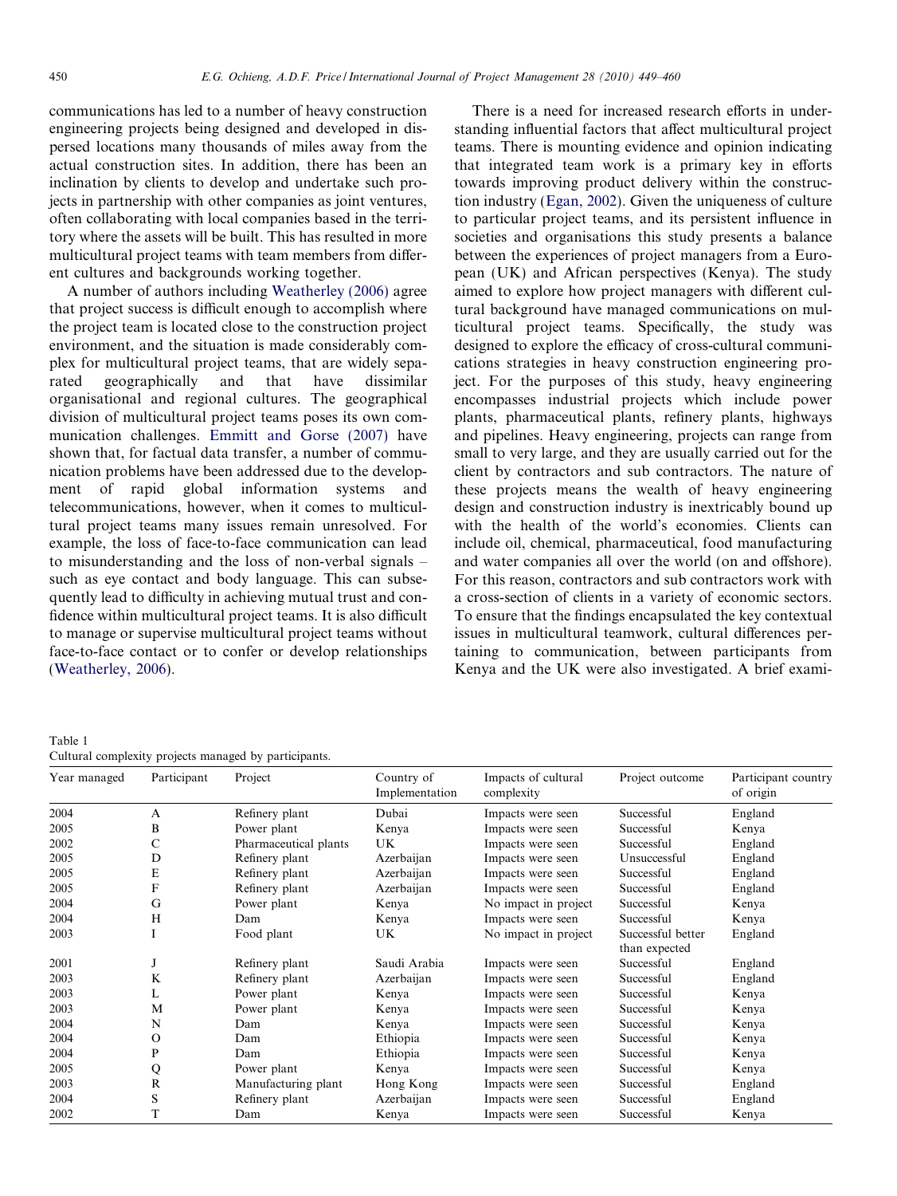communications has led to a number of heavy construction engineering projects being designed and developed in dispersed locations many thousands of miles away from the actual construction sites. In addition, there has been an inclination by clients to develop and undertake such projects in partnership with other companies as joint ventures, often collaborating with local companies based in the territory where the assets will be built. This has resulted in more multicultural project teams with team members from different cultures and backgrounds working together.

A number of authors including Weatherley (2006) agree that project success is difficult enough to accomplish where the project team is located close to the construction project environment, and the situation is made considerably complex for multicultural project teams, that are widely separated geographically and that have dissimilar organisational and regional cultures. The geographical division of multicultural project teams poses its own communication challenges. Emmitt and Gorse (2007) have shown that, for factual data transfer, a number of communication problems have been addressed due to the development of rapid global information systems and telecommunications, however, when it comes to multicultural project teams many issues remain unresolved. For example, the loss of face-to-face communication can lead to misunderstanding and the loss of non-verbal signals – such as eye contact and body language. This can subsequently lead to difficulty in achieving mutual trust and confidence within multicultural project teams. It is also difficult to manage or supervise multicultural project teams without face-to-face contact or to confer or develop relationships (Weatherley, 2006).

There is a need for increased research efforts in understanding influential factors that affect multicultural project teams. There is mounting evidence and opinion indicating that integrated team work is a primary key in efforts towards improving product delivery within the construction industry (Egan, 2002). Given the uniqueness of culture to particular project teams, and its persistent influence in societies and organisations this study presents a balance between the experiences of project managers from a European (UK) and African perspectives (Kenya). The study aimed to explore how project managers with different cultural background have managed communications on multicultural project teams. Specifically, the study was designed to explore the efficacy of cross-cultural communications strategies in heavy construction engineering project. For the purposes of this study, heavy engineering encompasses industrial projects which include power plants, pharmaceutical plants, refinery plants, highways and pipelines. Heavy engineering, projects can range from small to very large, and they are usually carried out for the client by contractors and sub contractors. The nature of these projects means the wealth of heavy engineering design and construction industry is inextricably bound up with the health of the world's economies. Clients can include oil, chemical, pharmaceutical, food manufacturing and water companies all over the world (on and offshore). For this reason, contractors and sub contractors work with a cross-section of clients in a variety of economic sectors. To ensure that the findings encapsulated the key contextual issues in multicultural teamwork, cultural differences pertaining to communication, between participants from Kenya and the UK were also investigated. A brief exami-

Table 1
Cultural complexity projects managed by participants.

| Year managed | Participant | Project | Country of Implementation | Impacts of cultural complexity | Project outcome | Participant country of origin |
|---|---|---|---|---|---|---|
| 2004 | A | Refinery plant | Dubai | Impacts were seen | Successful | England |
| 2005 | B | Power plant | Kenya | Impacts were seen | Successful | Kenya |
| 2002 | C | Pharmaceutical plants | UK | Impacts were seen | Successful | England |
| 2005 | D | Refinery plant | Azerbaijan | Impacts were seen | Unsuccessful | England |
| 2005 | E | Refinery plant | Azerbaijan | Impacts were seen | Successful | England |
| 2005 | F | Refinery plant | Azerbaijan | Impacts were seen | Successful | England |
| 2004 | G | Power plant | Kenya | No impact in project | Successful | Kenya |
| 2004 | H | Dam | Kenya | Impacts were seen | Successful | Kenya |
| 2003 | I | Food plant | UK | No impact in project | Successful better than expected | England |
| 2001 | J | Refinery plant | Saudi Arabia | Impacts were seen | Successful | England |
| 2003 | K | Refinery plant | Azerbaijan | Impacts were seen | Successful | England |
| 2003 | L | Power plant | Kenya | Impacts were seen | Successful | Kenya |
| 2003 | M | Power plant | Kenya | Impacts were seen | Successful | Kenya |
| 2004 | N | Dam | Kenya | Impacts were seen | Successful | Kenya |
| 2004 | O | Dam | Ethiopia | Impacts were seen | Successful | Kenya |
| 2004 | P | Dam | Ethiopia | Impacts were seen | Successful | Kenya |
| 2005 | Q | Power plant | Kenya | Impacts were seen | Successful | Kenya |
| 2003 | R | Manufacturing plant | Hong Kong | Impacts were seen | Successful | England |
| 2004 | S | Refinery plant | Azerbaijan | Impacts were seen | Successful | England |
| 2002 | T | Dam | Kenya | Impacts were seen | Successful | Kenya |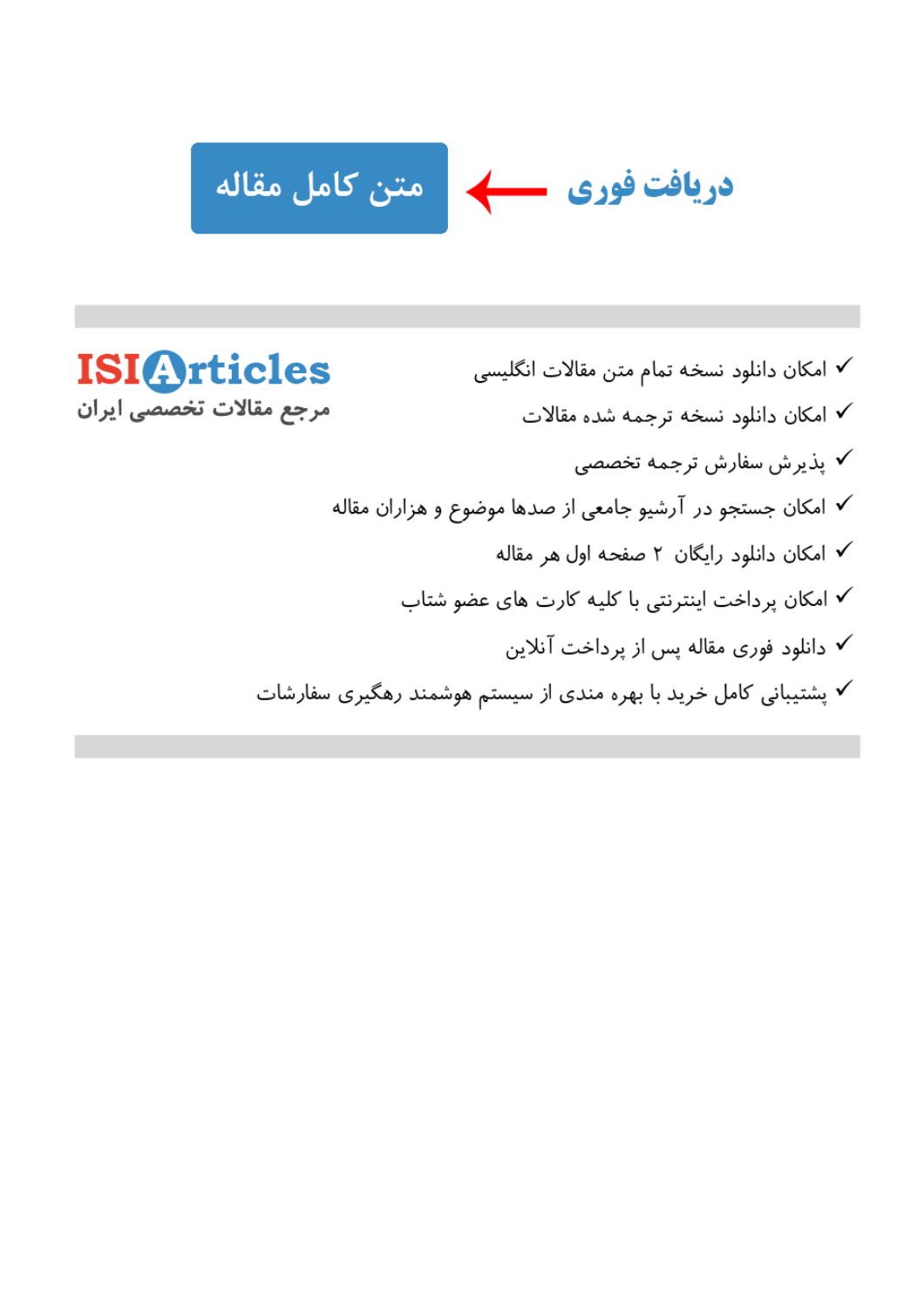دریافت فوری ← متن کامل مقاله

**ISIArticles**
مرجع مقالات تخصصی ایران

- ✓ امکان دانلود نسخه تمام متن مقالات انگلیسی
- ✓ امکان دانلود نسخه ترجمه شده مقالات
- ✓ پذیرش سفارش ترجمه تخصصی
- ✓ امکان جستجو در آرشیو جامعی از صدها موضوع و هزاران مقاله
- ✓ امکان دانلود رایگان ۲ صفحه اول هر مقاله
- ✓ امکان پرداخت اینترنتی با کلیه کارت های عضو شتاب
- ✓ دانلود فوری مقاله پس از پرداخت آنلاین
- ✓ پشتیبانی کامل خرید با بهره مندی از سیستم هوشمند رهگیری سفارشات